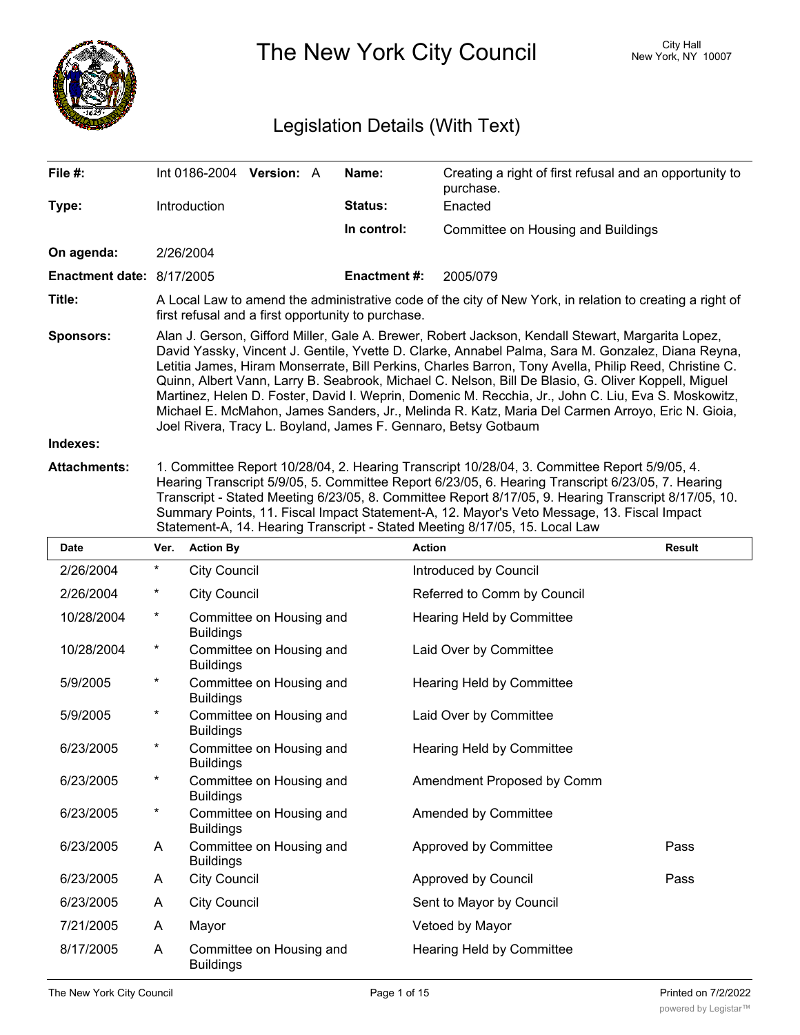# The New York City Council

City Hall
New York, NY 10007

## Legislation Details (With Text)

| | | | |
|---|---|---|---|
| **File #:** | Int 0186-2004 **Version:** A | **Name:** | Creating a right of first refusal and an opportunity to purchase. |
| **Type:** | Introduction | **Status:** | Enacted |
| | | **In control:** | Committee on Housing and Buildings |
| **On agenda:** | 2/26/2004 | | |
| **Enactment date:** | 8/17/2005 | **Enactment #:** | 2005/079 |

**Title:** A Local Law to amend the administrative code of the city of New York, in relation to creating a right of first refusal and a first opportunity to purchase.

**Sponsors:** Alan J. Gerson, Gifford Miller, Gale A. Brewer, Robert Jackson, Kendall Stewart, Margarita Lopez, David Yassky, Vincent J. Gentile, Yvette D. Clarke, Annabel Palma, Sara M. Gonzalez, Diana Reyna, Letitia James, Hiram Monserrate, Bill Perkins, Charles Barron, Tony Avella, Philip Reed, Christine C. Quinn, Albert Vann, Larry B. Seabrook, Michael C. Nelson, Bill De Blasio, G. Oliver Koppell, Miguel Martinez, Helen D. Foster, David I. Weprin, Domenic M. Recchia, Jr., John C. Liu, Eva S. Moskowitz, Michael E. McMahon, James Sanders, Jr., Melinda R. Katz, Maria Del Carmen Arroyo, Eric N. Gioia, Joel Rivera, Tracy L. Boyland, James F. Gennaro, Betsy Gotbaum

**Indexes:**

**Attachments:** 1. Committee Report 10/28/04, 2. Hearing Transcript 10/28/04, 3. Committee Report 5/9/05, 4. Hearing Transcript 5/9/05, 5. Committee Report 6/23/05, 6. Hearing Transcript 6/23/05, 7. Hearing Transcript - Stated Meeting 6/23/05, 8. Committee Report 8/17/05, 9. Hearing Transcript 8/17/05, 10. Summary Points, 11. Fiscal Impact Statement-A, 12. Mayor's Veto Message, 13. Fiscal Impact Statement-A, 14. Hearing Transcript - Stated Meeting 8/17/05, 15. Local Law

| Date | Ver. | Action By | Action | Result |
|---|---|---|---|---|
| 2/26/2004 | * | City Council | Introduced by Council | |
| 2/26/2004 | * | City Council | Referred to Comm by Council | |
| 10/28/2004 | * | Committee on Housing and Buildings | Hearing Held by Committee | |
| 10/28/2004 | * | Committee on Housing and Buildings | Laid Over by Committee | |
| 5/9/2005 | * | Committee on Housing and Buildings | Hearing Held by Committee | |
| 5/9/2005 | * | Committee on Housing and Buildings | Laid Over by Committee | |
| 6/23/2005 | * | Committee on Housing and Buildings | Hearing Held by Committee | |
| 6/23/2005 | * | Committee on Housing and Buildings | Amendment Proposed by Comm | |
| 6/23/2005 | * | Committee on Housing and Buildings | Amended by Committee | |
| 6/23/2005 | A | Committee on Housing and Buildings | Approved by Committee | Pass |
| 6/23/2005 | A | City Council | Approved by Council | Pass |
| 6/23/2005 | A | City Council | Sent to Mayor by Council | |
| 7/21/2005 | A | Mayor | Vetoed by Mayor | |
| 8/17/2005 | A | Committee on Housing and Buildings | Hearing Held by Committee | |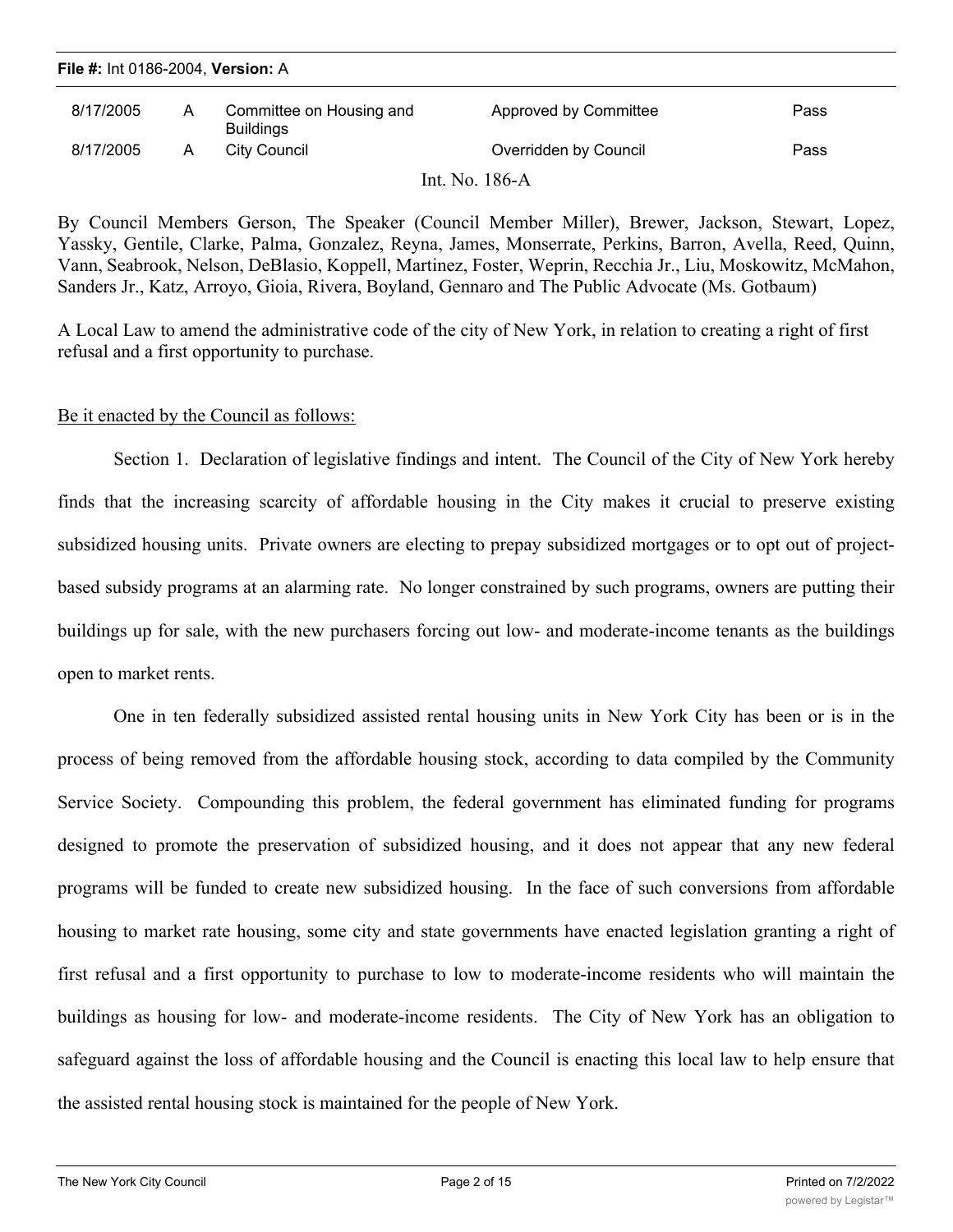**File #:** Int 0186-2004, **Version:** A

| | | | | |
|---|---|---|---|---|
| 8/17/2005 | A | Committee on Housing and Buildings | Approved by Committee | Pass |
| 8/17/2005 | A | City Council | Overridden by Council | Pass |

Int. No. 186-A

By Council Members Gerson, The Speaker (Council Member Miller), Brewer, Jackson, Stewart, Lopez, Yassky, Gentile, Clarke, Palma, Gonzalez, Reyna, James, Monserrate, Perkins, Barron, Avella, Reed, Quinn, Vann, Seabrook, Nelson, DeBlasio, Koppell, Martinez, Foster, Weprin, Recchia Jr., Liu, Moskowitz, McMahon, Sanders Jr., Katz, Arroyo, Gioia, Rivera, Boyland, Gennaro and The Public Advocate (Ms. Gotbaum)

A Local Law to amend the administrative code of the city of New York, in relation to creating a right of first refusal and a first opportunity to purchase.

Be it enacted by the Council as follows:

Section 1. Declaration of legislative findings and intent. The Council of the City of New York hereby finds that the increasing scarcity of affordable housing in the City makes it crucial to preserve existing subsidized housing units. Private owners are electing to prepay subsidized mortgages or to opt out of project-based subsidy programs at an alarming rate. No longer constrained by such programs, owners are putting their buildings up for sale, with the new purchasers forcing out low- and moderate-income tenants as the buildings open to market rents.

One in ten federally subsidized assisted rental housing units in New York City has been or is in the process of being removed from the affordable housing stock, according to data compiled by the Community Service Society. Compounding this problem, the federal government has eliminated funding for programs designed to promote the preservation of subsidized housing, and it does not appear that any new federal programs will be funded to create new subsidized housing. In the face of such conversions from affordable housing to market rate housing, some city and state governments have enacted legislation granting a right of first refusal and a first opportunity to purchase to low to moderate-income residents who will maintain the buildings as housing for low- and moderate-income residents. The City of New York has an obligation to safeguard against the loss of affordable housing and the Council is enacting this local law to help ensure that the assisted rental housing stock is maintained for the people of New York.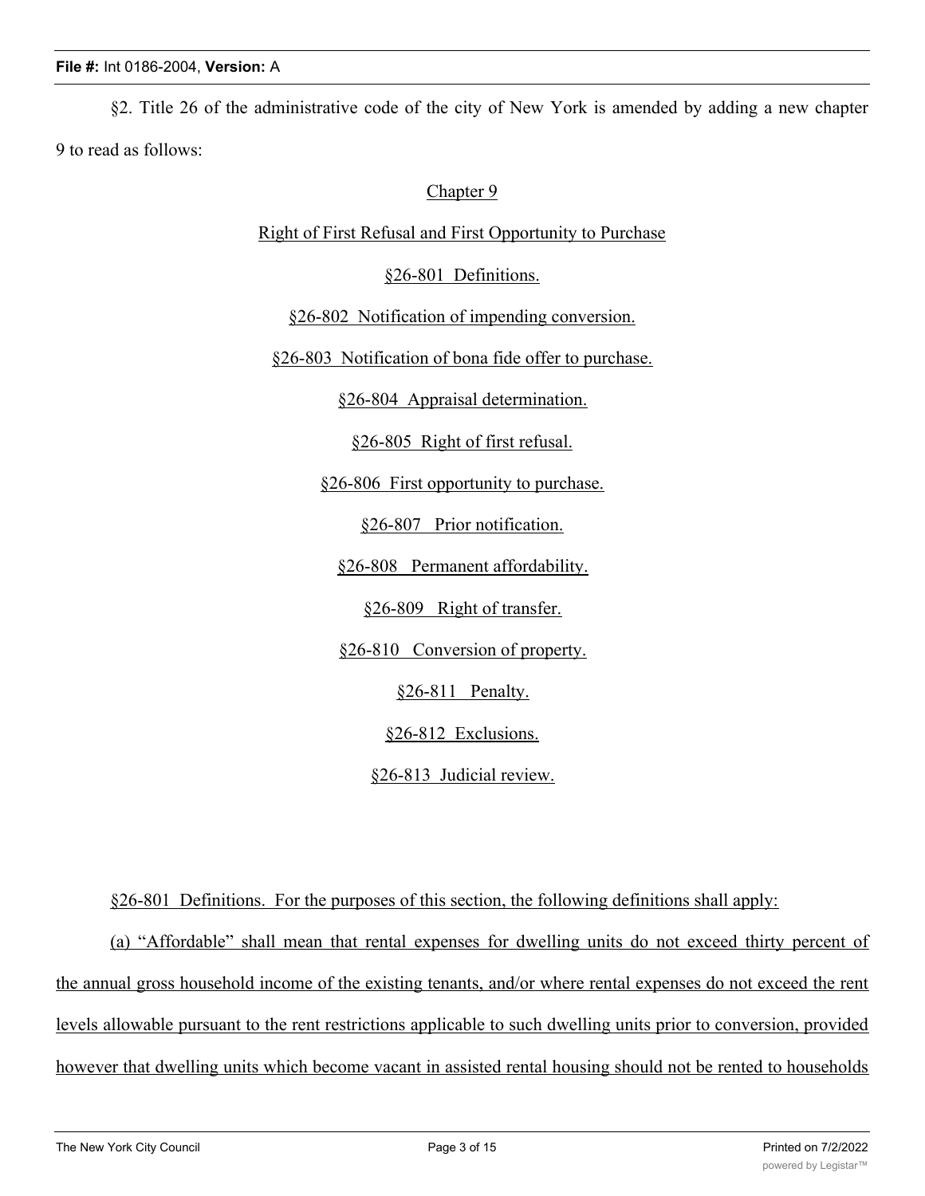§2. Title 26 of the administrative code of the city of New York is amended by adding a new chapter 9 to read as follows:

Chapter 9

Right of First Refusal and First Opportunity to Purchase

§26-801 Definitions.

§26-802 Notification of impending conversion.

§26-803 Notification of bona fide offer to purchase.

§26-804 Appraisal determination.

§26-805 Right of first refusal.

§26-806 First opportunity to purchase.

§26-807 Prior notification.

§26-808 Permanent affordability.

§26-809 Right of transfer.

§26-810 Conversion of property.

§26-811 Penalty.

§26-812 Exclusions.

§26-813 Judicial review.

§26-801 Definitions. For the purposes of this section, the following definitions shall apply:

(a) "Affordable" shall mean that rental expenses for dwelling units do not exceed thirty percent of the annual gross household income of the existing tenants, and/or where rental expenses do not exceed the rent levels allowable pursuant to the rent restrictions applicable to such dwelling units prior to conversion, provided however that dwelling units which become vacant in assisted rental housing should not be rented to households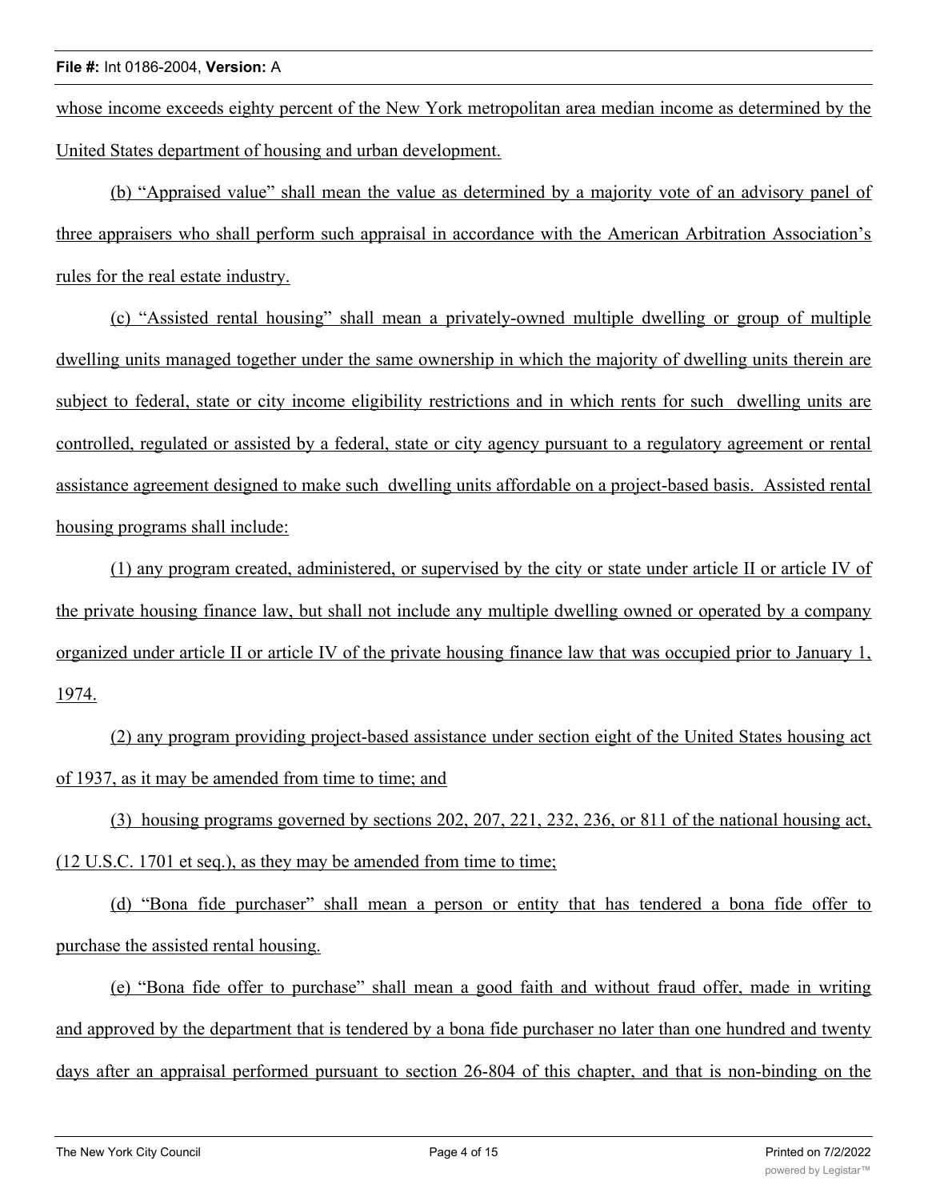whose income exceeds eighty percent of the New York metropolitan area median income as determined by the United States department of housing and urban development.

(b) "Appraised value" shall mean the value as determined by a majority vote of an advisory panel of three appraisers who shall perform such appraisal in accordance with the American Arbitration Association's rules for the real estate industry.

(c) "Assisted rental housing" shall mean a privately-owned multiple dwelling or group of multiple dwelling units managed together under the same ownership in which the majority of dwelling units therein are subject to federal, state or city income eligibility restrictions and in which rents for such dwelling units are controlled, regulated or assisted by a federal, state or city agency pursuant to a regulatory agreement or rental assistance agreement designed to make such dwelling units affordable on a project-based basis. Assisted rental housing programs shall include:

(1) any program created, administered, or supervised by the city or state under article II or article IV of the private housing finance law, but shall not include any multiple dwelling owned or operated by a company organized under article II or article IV of the private housing finance law that was occupied prior to January 1, 1974.

(2) any program providing project-based assistance under section eight of the United States housing act of 1937, as it may be amended from time to time; and

(3) housing programs governed by sections 202, 207, 221, 232, 236, or 811 of the national housing act, (12 U.S.C. 1701 et seq.), as they may be amended from time to time;

(d) "Bona fide purchaser" shall mean a person or entity that has tendered a bona fide offer to purchase the assisted rental housing.

(e) "Bona fide offer to purchase" shall mean a good faith and without fraud offer, made in writing and approved by the department that is tendered by a bona fide purchaser no later than one hundred and twenty days after an appraisal performed pursuant to section 26-804 of this chapter, and that is non-binding on the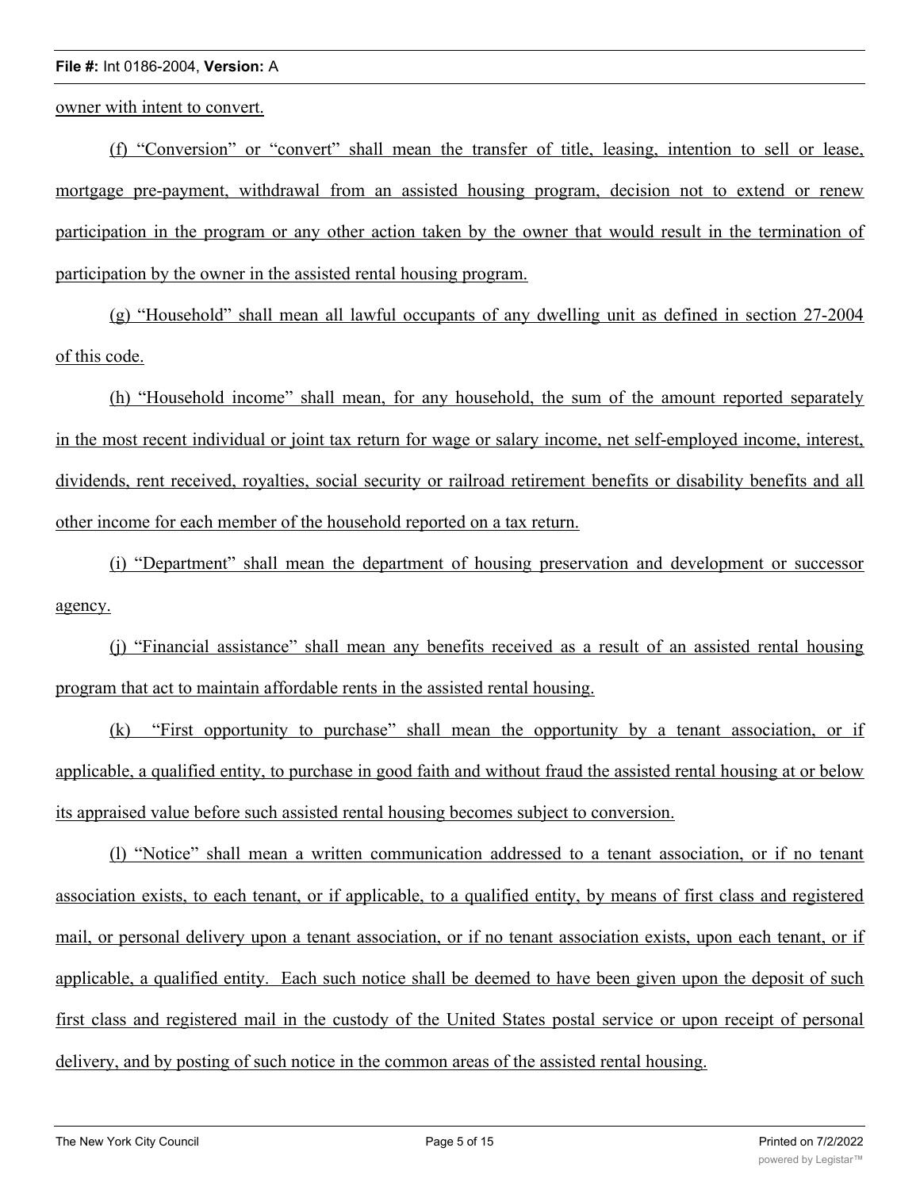owner with intent to convert.

(f) "Conversion" or "convert" shall mean the transfer of title, leasing, intention to sell or lease, mortgage pre-payment, withdrawal from an assisted housing program, decision not to extend or renew participation in the program or any other action taken by the owner that would result in the termination of participation by the owner in the assisted rental housing program.

(g) "Household" shall mean all lawful occupants of any dwelling unit as defined in section 27-2004 of this code.

(h) "Household income" shall mean, for any household, the sum of the amount reported separately in the most recent individual or joint tax return for wage or salary income, net self-employed income, interest, dividends, rent received, royalties, social security or railroad retirement benefits or disability benefits and all other income for each member of the household reported on a tax return.

(i) "Department" shall mean the department of housing preservation and development or successor agency.

(j) "Financial assistance" shall mean any benefits received as a result of an assisted rental housing program that act to maintain affordable rents in the assisted rental housing.

(k) "First opportunity to purchase" shall mean the opportunity by a tenant association, or if applicable, a qualified entity, to purchase in good faith and without fraud the assisted rental housing at or below its appraised value before such assisted rental housing becomes subject to conversion.

(l) "Notice" shall mean a written communication addressed to a tenant association, or if no tenant association exists, to each tenant, or if applicable, to a qualified entity, by means of first class and registered mail, or personal delivery upon a tenant association, or if no tenant association exists, upon each tenant, or if applicable, a qualified entity. Each such notice shall be deemed to have been given upon the deposit of such first class and registered mail in the custody of the United States postal service or upon receipt of personal delivery, and by posting of such notice in the common areas of the assisted rental housing.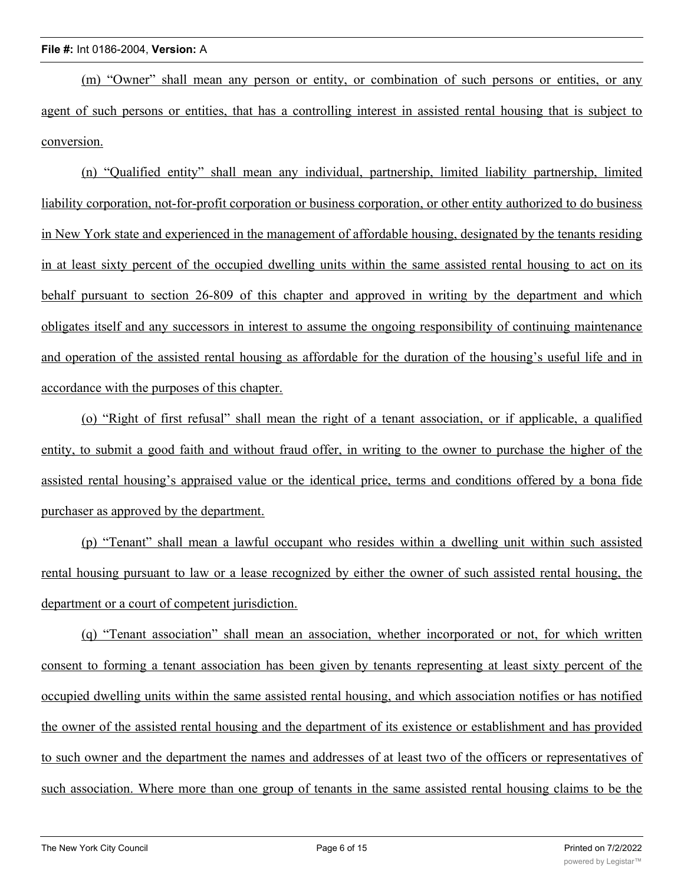(m) "Owner" shall mean any person or entity, or combination of such persons or entities, or any agent of such persons or entities, that has a controlling interest in assisted rental housing that is subject to conversion.

(n) "Qualified entity" shall mean any individual, partnership, limited liability partnership, limited liability corporation, not-for-profit corporation or business corporation, or other entity authorized to do business in New York state and experienced in the management of affordable housing, designated by the tenants residing in at least sixty percent of the occupied dwelling units within the same assisted rental housing to act on its behalf pursuant to section 26-809 of this chapter and approved in writing by the department and which obligates itself and any successors in interest to assume the ongoing responsibility of continuing maintenance and operation of the assisted rental housing as affordable for the duration of the housing's useful life and in accordance with the purposes of this chapter.

(o) "Right of first refusal" shall mean the right of a tenant association, or if applicable, a qualified entity, to submit a good faith and without fraud offer, in writing to the owner to purchase the higher of the assisted rental housing's appraised value or the identical price, terms and conditions offered by a bona fide purchaser as approved by the department.

(p) "Tenant" shall mean a lawful occupant who resides within a dwelling unit within such assisted rental housing pursuant to law or a lease recognized by either the owner of such assisted rental housing, the department or a court of competent jurisdiction.

(q) "Tenant association" shall mean an association, whether incorporated or not, for which written consent to forming a tenant association has been given by tenants representing at least sixty percent of the occupied dwelling units within the same assisted rental housing, and which association notifies or has notified the owner of the assisted rental housing and the department of its existence or establishment and has provided to such owner and the department the names and addresses of at least two of the officers or representatives of such association. Where more than one group of tenants in the same assisted rental housing claims to be the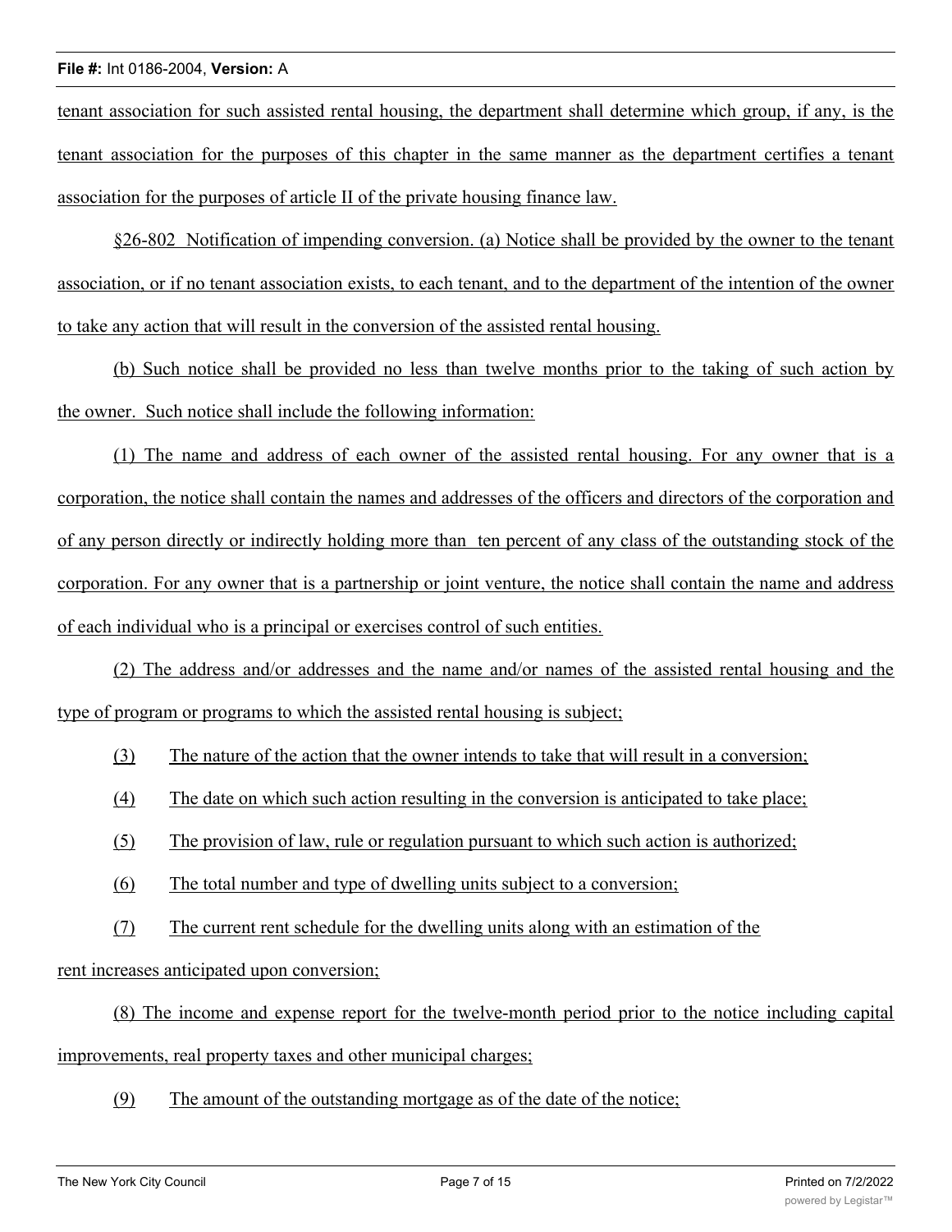tenant association for such assisted rental housing, the department shall determine which group, if any, is the tenant association for the purposes of this chapter in the same manner as the department certifies a tenant association for the purposes of article II of the private housing finance law.

§26-802 Notification of impending conversion. (a) Notice shall be provided by the owner to the tenant association, or if no tenant association exists, to each tenant, and to the department of the intention of the owner to take any action that will result in the conversion of the assisted rental housing.

(b) Such notice shall be provided no less than twelve months prior to the taking of such action by the owner. Such notice shall include the following information:

(1) The name and address of each owner of the assisted rental housing. For any owner that is a corporation, the notice shall contain the names and addresses of the officers and directors of the corporation and of any person directly or indirectly holding more than ten percent of any class of the outstanding stock of the corporation. For any owner that is a partnership or joint venture, the notice shall contain the name and address of each individual who is a principal or exercises control of such entities.

(2) The address and/or addresses and the name and/or names of the assisted rental housing and the type of program or programs to which the assisted rental housing is subject;

(3) The nature of the action that the owner intends to take that will result in a conversion;

(4) The date on which such action resulting in the conversion is anticipated to take place;

(5) The provision of law, rule or regulation pursuant to which such action is authorized;

(6) The total number and type of dwelling units subject to a conversion;

(7) The current rent schedule for the dwelling units along with an estimation of the rent increases anticipated upon conversion;

(8) The income and expense report for the twelve-month period prior to the notice including capital improvements, real property taxes and other municipal charges;

(9) The amount of the outstanding mortgage as of the date of the notice;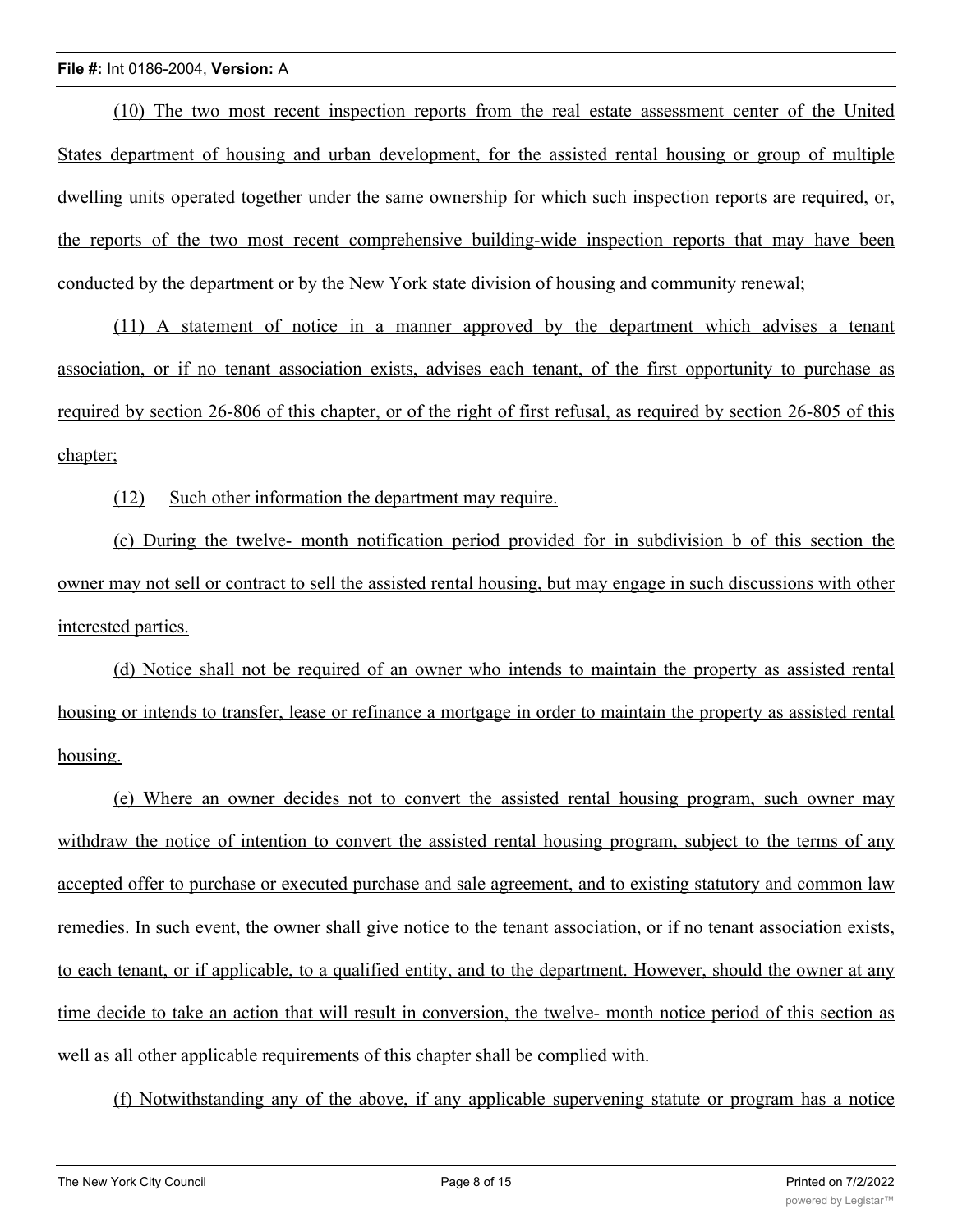(10) The two most recent inspection reports from the real estate assessment center of the United States department of housing and urban development, for the assisted rental housing or group of multiple dwelling units operated together under the same ownership for which such inspection reports are required, or, the reports of the two most recent comprehensive building-wide inspection reports that may have been conducted by the department or by the New York state division of housing and community renewal;

(11) A statement of notice in a manner approved by the department which advises a tenant association, or if no tenant association exists, advises each tenant, of the first opportunity to purchase as required by section 26-806 of this chapter, or of the right of first refusal, as required by section 26-805 of this chapter;

(12) Such other information the department may require.

(c) During the twelve- month notification period provided for in subdivision b of this section the owner may not sell or contract to sell the assisted rental housing, but may engage in such discussions with other interested parties.

(d) Notice shall not be required of an owner who intends to maintain the property as assisted rental housing or intends to transfer, lease or refinance a mortgage in order to maintain the property as assisted rental housing.

(e) Where an owner decides not to convert the assisted rental housing program, such owner may withdraw the notice of intention to convert the assisted rental housing program, subject to the terms of any accepted offer to purchase or executed purchase and sale agreement, and to existing statutory and common law remedies. In such event, the owner shall give notice to the tenant association, or if no tenant association exists, to each tenant, or if applicable, to a qualified entity, and to the department. However, should the owner at any time decide to take an action that will result in conversion, the twelve- month notice period of this section as well as all other applicable requirements of this chapter shall be complied with.

(f) Notwithstanding any of the above, if any applicable supervening statute or program has a notice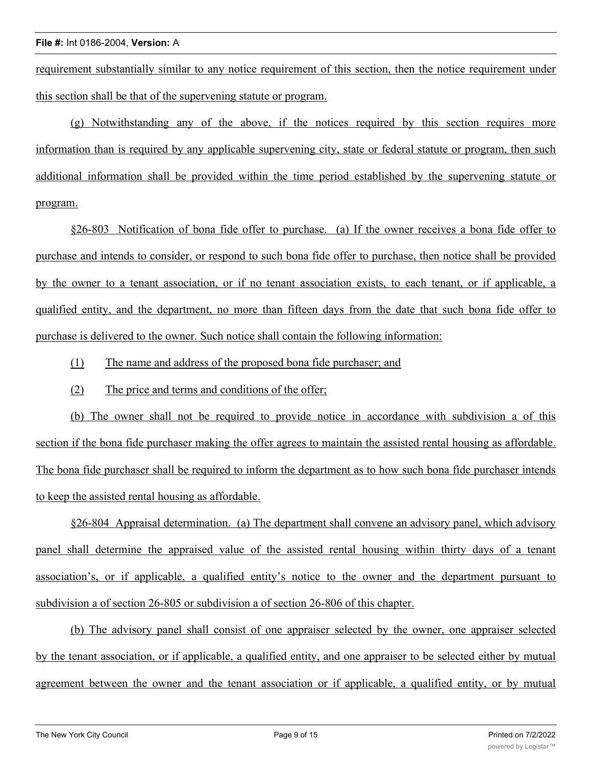requirement substantially similar to any notice requirement of this section, then the notice requirement under this section shall be that of the supervening statute or program.

(g) Notwithstanding any of the above, if the notices required by this section requires more information than is required by any applicable supervening city, state or federal statute or program, then such additional information shall be provided within the time period established by the supervening statute or program.

§26-803 Notification of bona fide offer to purchase. (a) If the owner receives a bona fide offer to purchase and intends to consider, or respond to such bona fide offer to purchase, then notice shall be provided by the owner to a tenant association, or if no tenant association exists, to each tenant, or if applicable, a qualified entity, and the department, no more than fifteen days from the date that such bona fide offer to purchase is delivered to the owner. Such notice shall contain the following information:

(1) The name and address of the proposed bona fide purchaser; and

(2) The price and terms and conditions of the offer;

(b) The owner shall not be required to provide notice in accordance with subdivision a of this section if the bona fide purchaser making the offer agrees to maintain the assisted rental housing as affordable. The bona fide purchaser shall be required to inform the department as to how such bona fide purchaser intends to keep the assisted rental housing as affordable.

§26-804 Appraisal determination. (a) The department shall convene an advisory panel, which advisory panel shall determine the appraised value of the assisted rental housing within thirty days of a tenant association's, or if applicable, a qualified entity's notice to the owner and the department pursuant to subdivision a of section 26-805 or subdivision a of section 26-806 of this chapter.

(b) The advisory panel shall consist of one appraiser selected by the owner, one appraiser selected by the tenant association, or if applicable, a qualified entity, and one appraiser to be selected either by mutual agreement between the owner and the tenant association or if applicable, a qualified entity, or by mutual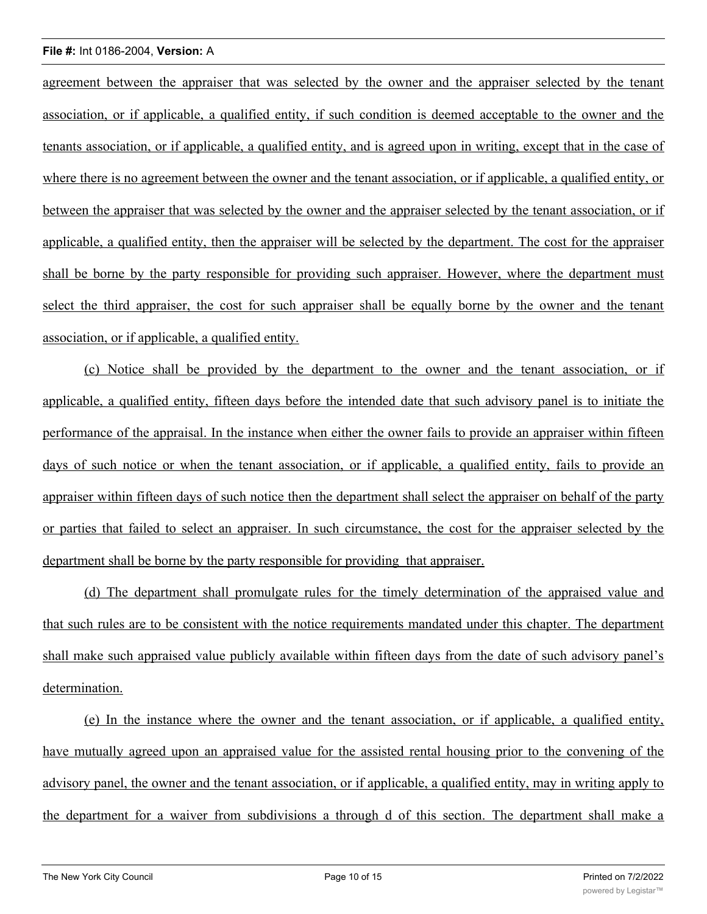agreement between the appraiser that was selected by the owner and the appraiser selected by the tenant association, or if applicable, a qualified entity, if such condition is deemed acceptable to the owner and the tenants association, or if applicable, a qualified entity, and is agreed upon in writing, except that in the case of where there is no agreement between the owner and the tenant association, or if applicable, a qualified entity, or between the appraiser that was selected by the owner and the appraiser selected by the tenant association, or if applicable, a qualified entity, then the appraiser will be selected by the department. The cost for the appraiser shall be borne by the party responsible for providing such appraiser. However, where the department must select the third appraiser, the cost for such appraiser shall be equally borne by the owner and the tenant association, or if applicable, a qualified entity.

(c) Notice shall be provided by the department to the owner and the tenant association, or if applicable, a qualified entity, fifteen days before the intended date that such advisory panel is to initiate the performance of the appraisal. In the instance when either the owner fails to provide an appraiser within fifteen days of such notice or when the tenant association, or if applicable, a qualified entity, fails to provide an appraiser within fifteen days of such notice then the department shall select the appraiser on behalf of the party or parties that failed to select an appraiser. In such circumstance, the cost for the appraiser selected by the department shall be borne by the party responsible for providing that appraiser.

(d) The department shall promulgate rules for the timely determination of the appraised value and that such rules are to be consistent with the notice requirements mandated under this chapter. The department shall make such appraised value publicly available within fifteen days from the date of such advisory panel's determination.

(e) In the instance where the owner and the tenant association, or if applicable, a qualified entity, have mutually agreed upon an appraised value for the assisted rental housing prior to the convening of the advisory panel, the owner and the tenant association, or if applicable, a qualified entity, may in writing apply to the department for a waiver from subdivisions a through d of this section. The department shall make a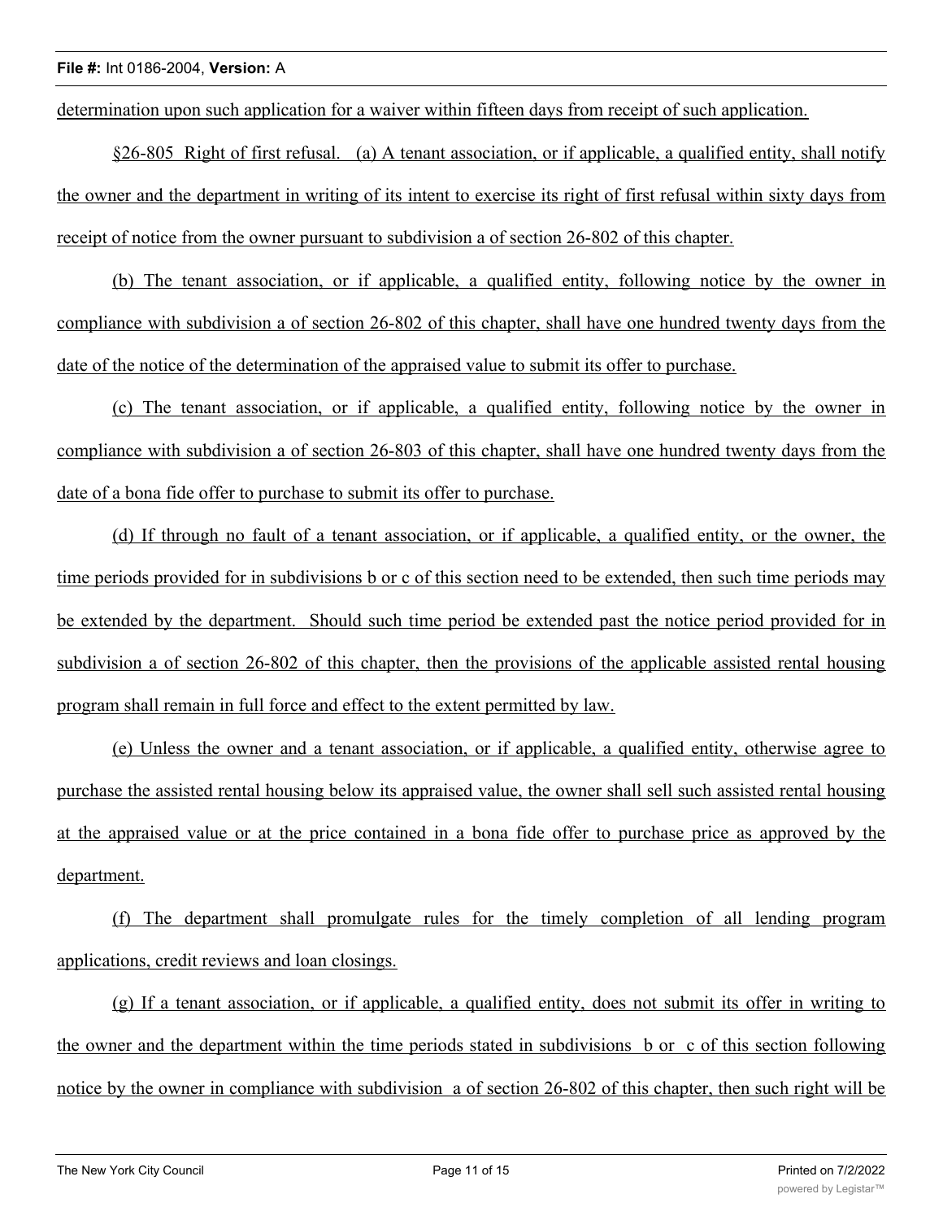determination upon such application for a waiver within fifteen days from receipt of such application.

§26-805 Right of first refusal. (a) A tenant association, or if applicable, a qualified entity, shall notify the owner and the department in writing of its intent to exercise its right of first refusal within sixty days from receipt of notice from the owner pursuant to subdivision a of section 26-802 of this chapter.

(b) The tenant association, or if applicable, a qualified entity, following notice by the owner in compliance with subdivision a of section 26-802 of this chapter, shall have one hundred twenty days from the date of the notice of the determination of the appraised value to submit its offer to purchase.

(c) The tenant association, or if applicable, a qualified entity, following notice by the owner in compliance with subdivision a of section 26-803 of this chapter, shall have one hundred twenty days from the date of a bona fide offer to purchase to submit its offer to purchase.

(d) If through no fault of a tenant association, or if applicable, a qualified entity, or the owner, the time periods provided for in subdivisions b or c of this section need to be extended, then such time periods may be extended by the department. Should such time period be extended past the notice period provided for in subdivision a of section 26-802 of this chapter, then the provisions of the applicable assisted rental housing program shall remain in full force and effect to the extent permitted by law.

(e) Unless the owner and a tenant association, or if applicable, a qualified entity, otherwise agree to purchase the assisted rental housing below its appraised value, the owner shall sell such assisted rental housing at the appraised value or at the price contained in a bona fide offer to purchase price as approved by the department.

(f) The department shall promulgate rules for the timely completion of all lending program applications, credit reviews and loan closings.

(g) If a tenant association, or if applicable, a qualified entity, does not submit its offer in writing to the owner and the department within the time periods stated in subdivisions b or c of this section following notice by the owner in compliance with subdivision a of section 26-802 of this chapter, then such right will be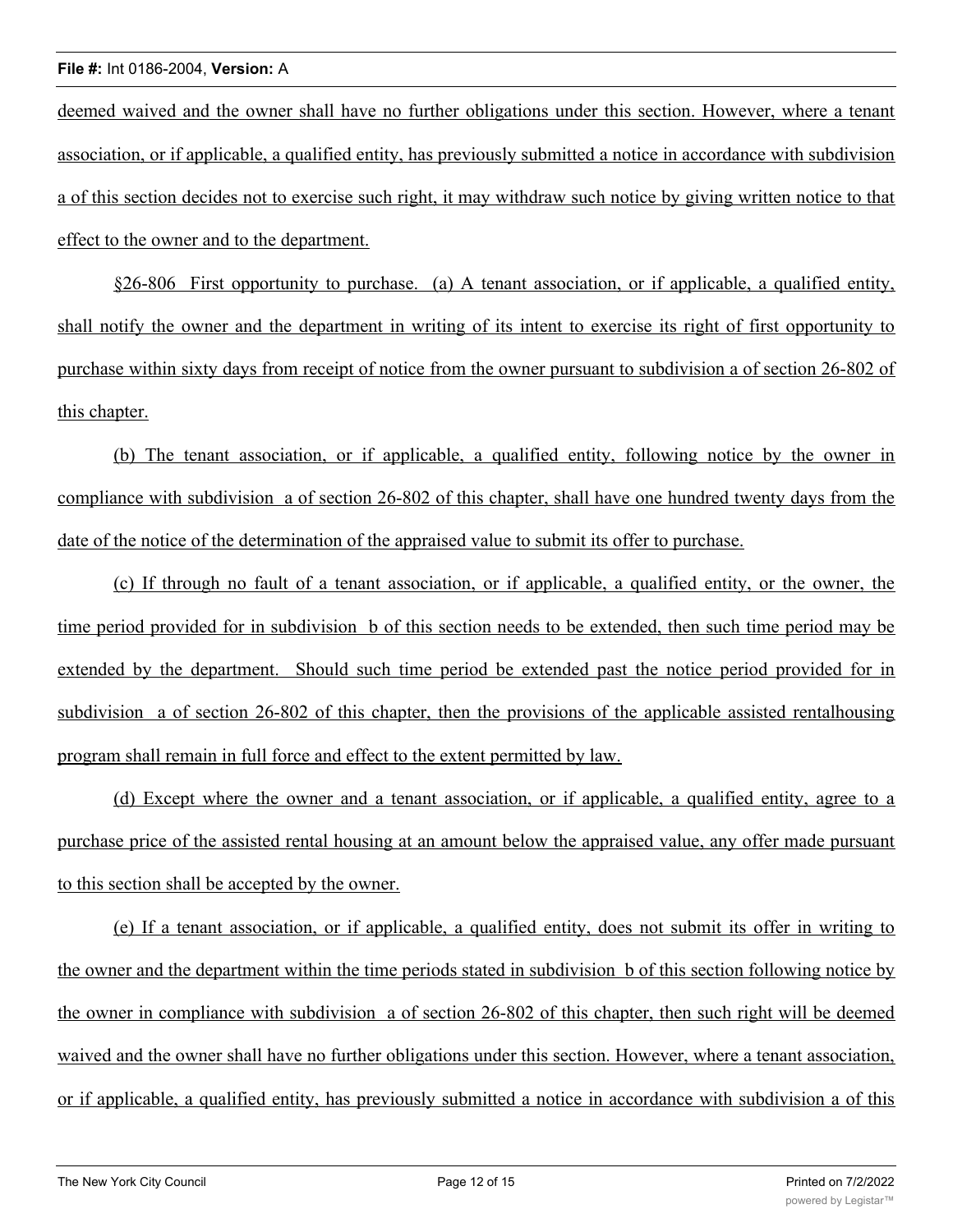deemed waived and the owner shall have no further obligations under this section. However, where a tenant association, or if applicable, a qualified entity, has previously submitted a notice in accordance with subdivision a of this section decides not to exercise such right, it may withdraw such notice by giving written notice to that effect to the owner and to the department.

§26-806 First opportunity to purchase. (a) A tenant association, or if applicable, a qualified entity, shall notify the owner and the department in writing of its intent to exercise its right of first opportunity to purchase within sixty days from receipt of notice from the owner pursuant to subdivision a of section 26-802 of this chapter.

(b) The tenant association, or if applicable, a qualified entity, following notice by the owner in compliance with subdivision a of section 26-802 of this chapter, shall have one hundred twenty days from the date of the notice of the determination of the appraised value to submit its offer to purchase.

(c) If through no fault of a tenant association, or if applicable, a qualified entity, or the owner, the time period provided for in subdivision b of this section needs to be extended, then such time period may be extended by the department. Should such time period be extended past the notice period provided for in subdivision a of section 26-802 of this chapter, then the provisions of the applicable assisted rentalhousing program shall remain in full force and effect to the extent permitted by law.

(d) Except where the owner and a tenant association, or if applicable, a qualified entity, agree to a purchase price of the assisted rental housing at an amount below the appraised value, any offer made pursuant to this section shall be accepted by the owner.

(e) If a tenant association, or if applicable, a qualified entity, does not submit its offer in writing to the owner and the department within the time periods stated in subdivision b of this section following notice by the owner in compliance with subdivision a of section 26-802 of this chapter, then such right will be deemed waived and the owner shall have no further obligations under this section. However, where a tenant association, or if applicable, a qualified entity, has previously submitted a notice in accordance with subdivision a of this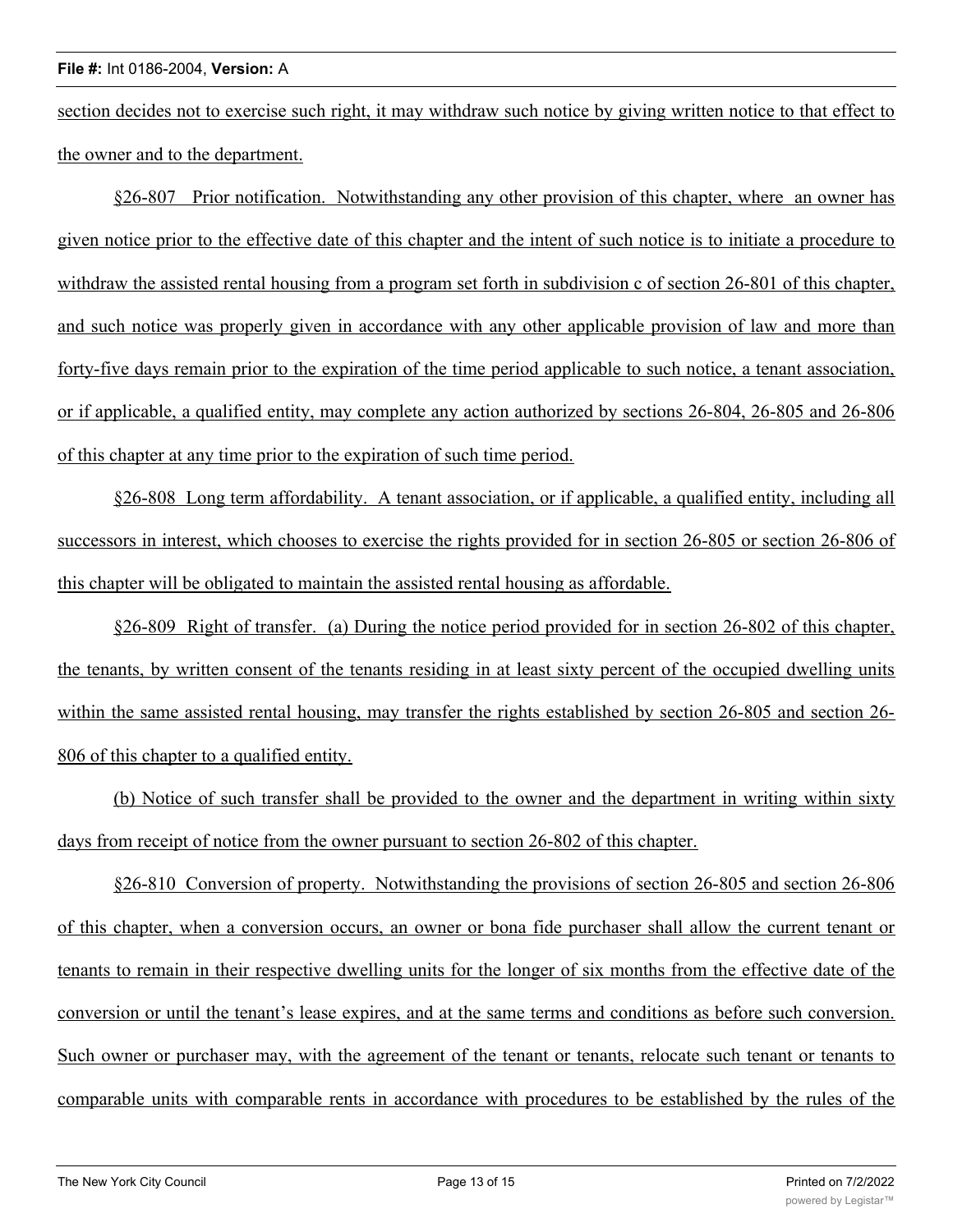section decides not to exercise such right, it may withdraw such notice by giving written notice to that effect to the owner and to the department.

§26-807 Prior notification. Notwithstanding any other provision of this chapter, where an owner has given notice prior to the effective date of this chapter and the intent of such notice is to initiate a procedure to withdraw the assisted rental housing from a program set forth in subdivision c of section 26-801 of this chapter, and such notice was properly given in accordance with any other applicable provision of law and more than forty-five days remain prior to the expiration of the time period applicable to such notice, a tenant association, or if applicable, a qualified entity, may complete any action authorized by sections 26-804, 26-805 and 26-806 of this chapter at any time prior to the expiration of such time period.

§26-808 Long term affordability. A tenant association, or if applicable, a qualified entity, including all successors in interest, which chooses to exercise the rights provided for in section 26-805 or section 26-806 of this chapter will be obligated to maintain the assisted rental housing as affordable.

§26-809 Right of transfer. (a) During the notice period provided for in section 26-802 of this chapter, the tenants, by written consent of the tenants residing in at least sixty percent of the occupied dwelling units within the same assisted rental housing, may transfer the rights established by section 26-805 and section 26-806 of this chapter to a qualified entity.

(b) Notice of such transfer shall be provided to the owner and the department in writing within sixty days from receipt of notice from the owner pursuant to section 26-802 of this chapter.

§26-810 Conversion of property. Notwithstanding the provisions of section 26-805 and section 26-806 of this chapter, when a conversion occurs, an owner or bona fide purchaser shall allow the current tenant or tenants to remain in their respective dwelling units for the longer of six months from the effective date of the conversion or until the tenant's lease expires, and at the same terms and conditions as before such conversion. Such owner or purchaser may, with the agreement of the tenant or tenants, relocate such tenant or tenants to comparable units with comparable rents in accordance with procedures to be established by the rules of the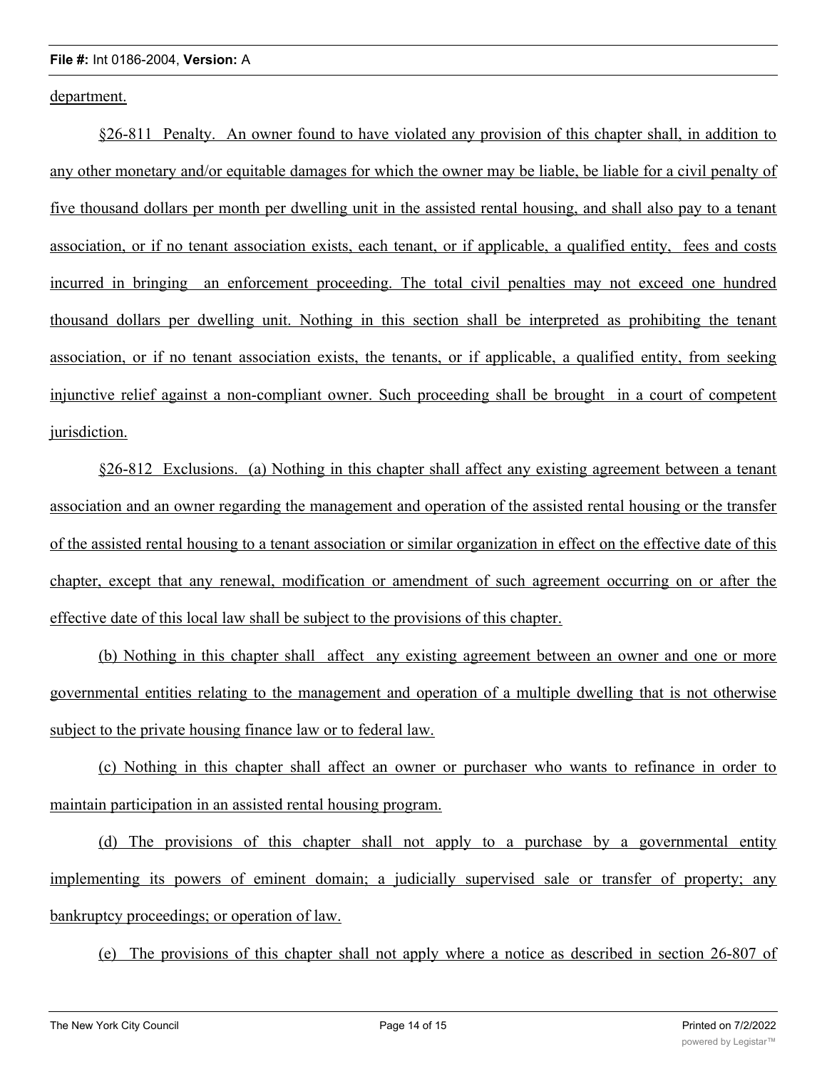department.

§26-811 Penalty. An owner found to have violated any provision of this chapter shall, in addition to any other monetary and/or equitable damages for which the owner may be liable, be liable for a civil penalty of five thousand dollars per month per dwelling unit in the assisted rental housing, and shall also pay to a tenant association, or if no tenant association exists, each tenant, or if applicable, a qualified entity, fees and costs incurred in bringing an enforcement proceeding. The total civil penalties may not exceed one hundred thousand dollars per dwelling unit. Nothing in this section shall be interpreted as prohibiting the tenant association, or if no tenant association exists, the tenants, or if applicable, a qualified entity, from seeking injunctive relief against a non-compliant owner. Such proceeding shall be brought in a court of competent jurisdiction.

§26-812 Exclusions. (a) Nothing in this chapter shall affect any existing agreement between a tenant association and an owner regarding the management and operation of the assisted rental housing or the transfer of the assisted rental housing to a tenant association or similar organization in effect on the effective date of this chapter, except that any renewal, modification or amendment of such agreement occurring on or after the effective date of this local law shall be subject to the provisions of this chapter.

(b) Nothing in this chapter shall affect any existing agreement between an owner and one or more governmental entities relating to the management and operation of a multiple dwelling that is not otherwise subject to the private housing finance law or to federal law.

(c) Nothing in this chapter shall affect an owner or purchaser who wants to refinance in order to maintain participation in an assisted rental housing program.

(d) The provisions of this chapter shall not apply to a purchase by a governmental entity implementing its powers of eminent domain; a judicially supervised sale or transfer of property; any bankruptcy proceedings; or operation of law.

(e) The provisions of this chapter shall not apply where a notice as described in section 26-807 of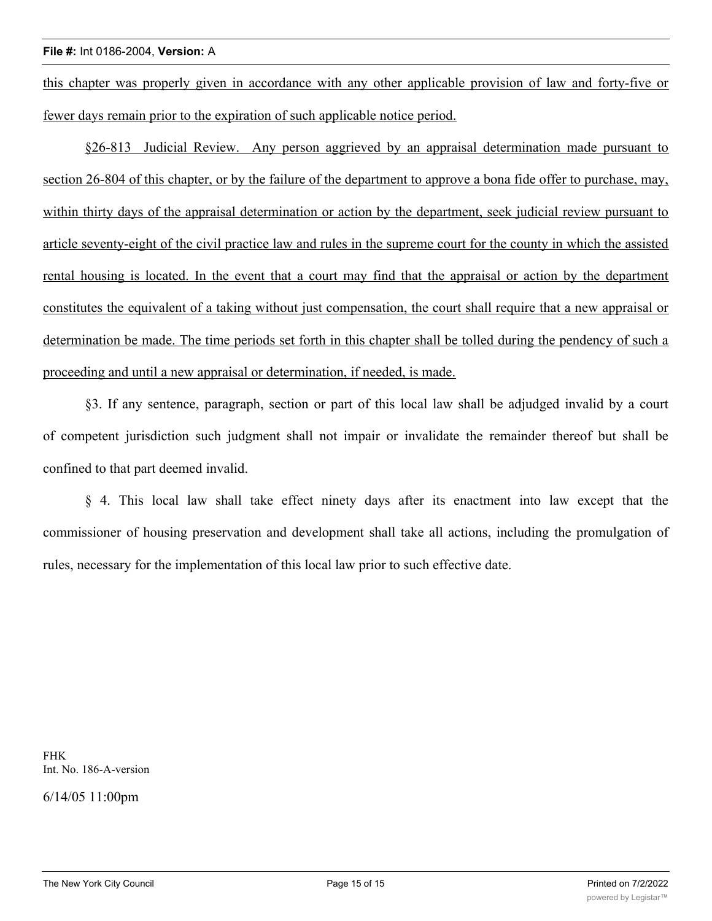this chapter was properly given in accordance with any other applicable provision of law and forty-five or fewer days remain prior to the expiration of such applicable notice period.

§26-813 Judicial Review. Any person aggrieved by an appraisal determination made pursuant to section 26-804 of this chapter, or by the failure of the department to approve a bona fide offer to purchase, may, within thirty days of the appraisal determination or action by the department, seek judicial review pursuant to article seventy-eight of the civil practice law and rules in the supreme court for the county in which the assisted rental housing is located. In the event that a court may find that the appraisal or action by the department constitutes the equivalent of a taking without just compensation, the court shall require that a new appraisal or determination be made. The time periods set forth in this chapter shall be tolled during the pendency of such a proceeding and until a new appraisal or determination, if needed, is made.

§3. If any sentence, paragraph, section or part of this local law shall be adjudged invalid by a court of competent jurisdiction such judgment shall not impair or invalidate the remainder thereof but shall be confined to that part deemed invalid.

§ 4. This local law shall take effect ninety days after its enactment into law except that the commissioner of housing preservation and development shall take all actions, including the promulgation of rules, necessary for the implementation of this local law prior to such effective date.

FHK
Int. No. 186-A-version

6/14/05 11:00pm